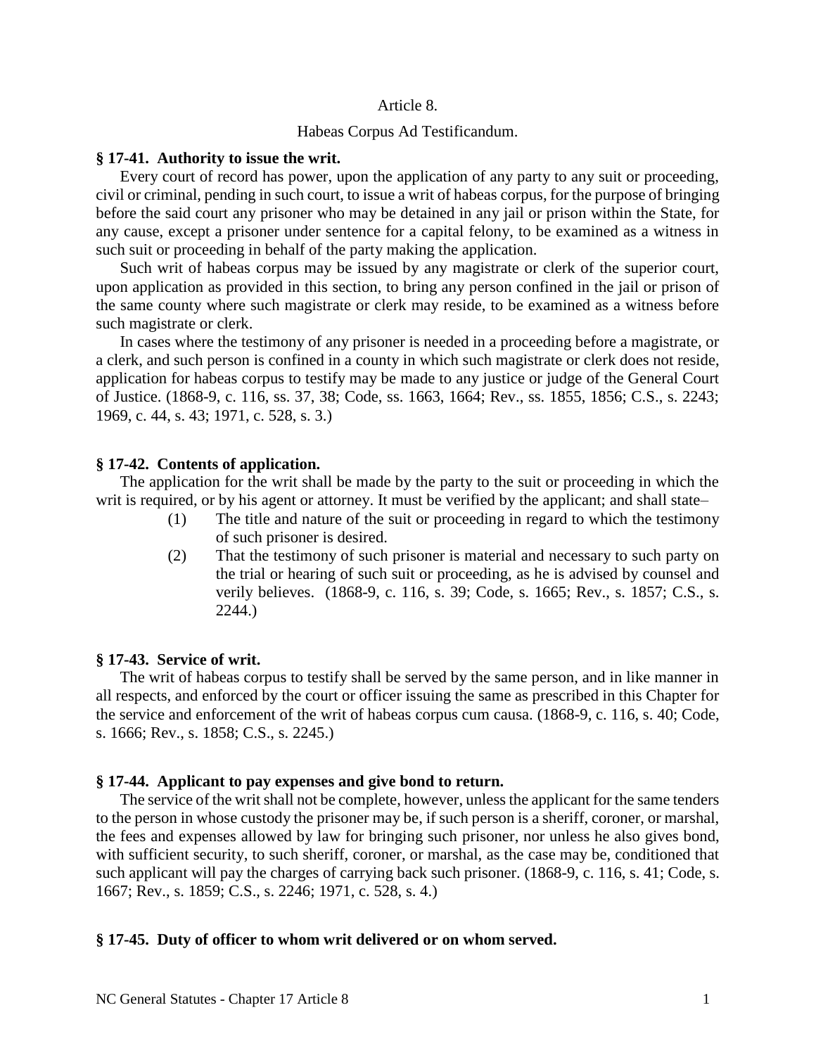Article 8.

Habeas Corpus Ad Testificandum.

**§ 17-41. Authority to issue the writ.**

Every court of record has power, upon the application of any party to any suit or proceeding, civil or criminal, pending in such court, to issue a writ of habeas corpus, for the purpose of bringing before the said court any prisoner who may be detained in any jail or prison within the State, for any cause, except a prisoner under sentence for a capital felony, to be examined as a witness in such suit or proceeding in behalf of the party making the application.

Such writ of habeas corpus may be issued by any magistrate or clerk of the superior court, upon application as provided in this section, to bring any person confined in the jail or prison of the same county where such magistrate or clerk may reside, to be examined as a witness before such magistrate or clerk.

In cases where the testimony of any prisoner is needed in a proceeding before a magistrate, or a clerk, and such person is confined in a county in which such magistrate or clerk does not reside, application for habeas corpus to testify may be made to any justice or judge of the General Court of Justice. (1868-9, c. 116, ss. 37, 38; Code, ss. 1663, 1664; Rev., ss. 1855, 1856; C.S., s. 2243; 1969, c. 44, s. 43; 1971, c. 528, s. 3.)

**§ 17-42. Contents of application.**

The application for the writ shall be made by the party to the suit or proceeding in which the writ is required, or by his agent or attorney. It must be verified by the applicant; and shall state–

(1) The title and nature of the suit or proceeding in regard to which the testimony of such prisoner is desired.

(2) That the testimony of such prisoner is material and necessary to such party on the trial or hearing of such suit or proceeding, as he is advised by counsel and verily believes. (1868-9, c. 116, s. 39; Code, s. 1665; Rev., s. 1857; C.S., s. 2244.)

**§ 17-43. Service of writ.**

The writ of habeas corpus to testify shall be served by the same person, and in like manner in all respects, and enforced by the court or officer issuing the same as prescribed in this Chapter for the service and enforcement of the writ of habeas corpus cum causa. (1868-9, c. 116, s. 40; Code, s. 1666; Rev., s. 1858; C.S., s. 2245.)

**§ 17-44. Applicant to pay expenses and give bond to return.**

The service of the writ shall not be complete, however, unless the applicant for the same tenders to the person in whose custody the prisoner may be, if such person is a sheriff, coroner, or marshal, the fees and expenses allowed by law for bringing such prisoner, nor unless he also gives bond, with sufficient security, to such sheriff, coroner, or marshal, as the case may be, conditioned that such applicant will pay the charges of carrying back such prisoner. (1868-9, c. 116, s. 41; Code, s. 1667; Rev., s. 1859; C.S., s. 2246; 1971, c. 528, s. 4.)

**§ 17-45. Duty of officer to whom writ delivered or on whom served.**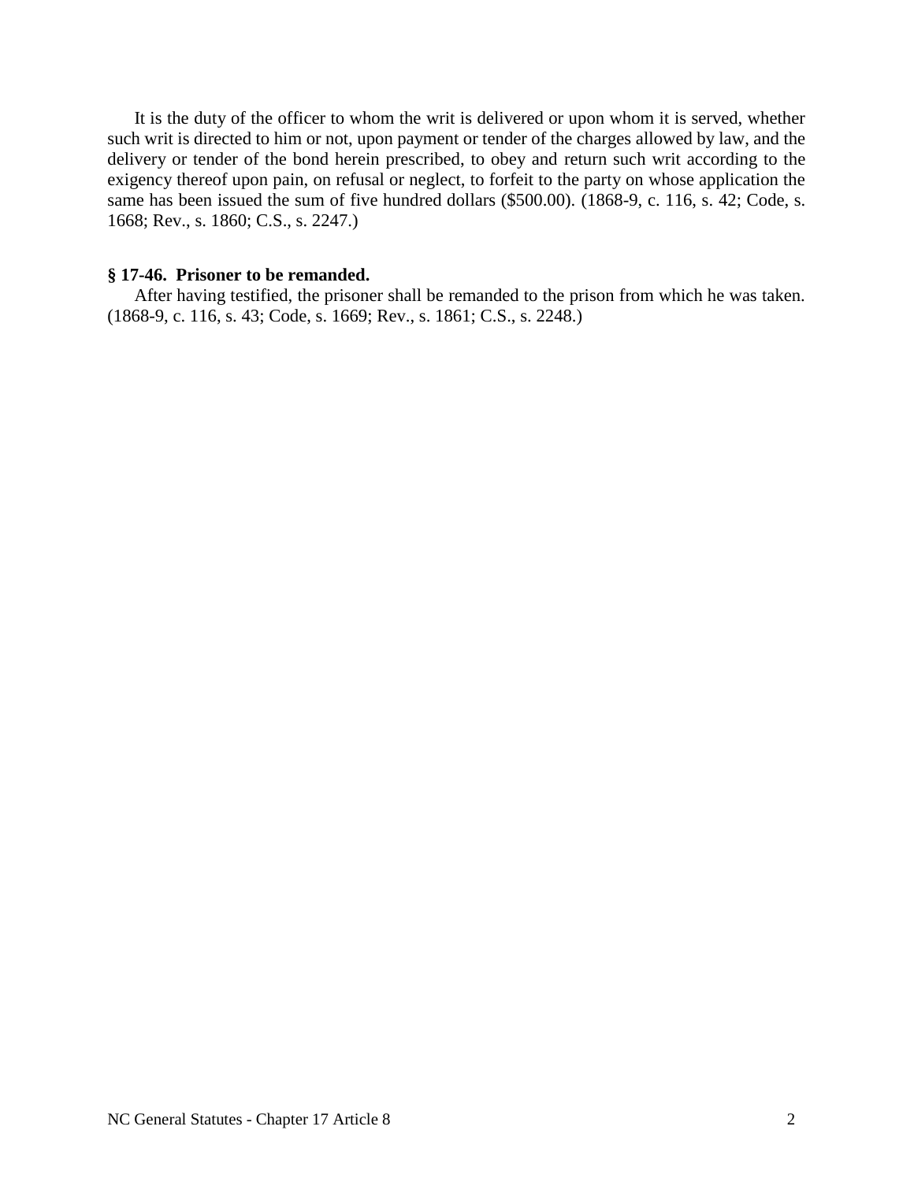It is the duty of the officer to whom the writ is delivered or upon whom it is served, whether such writ is directed to him or not, upon payment or tender of the charges allowed by law, and the delivery or tender of the bond herein prescribed, to obey and return such writ according to the exigency thereof upon pain, on refusal or neglect, to forfeit to the party on whose application the same has been issued the sum of five hundred dollars ($500.00). (1868-9, c. 116, s. 42; Code, s. 1668; Rev., s. 1860; C.S., s. 2247.)

**§ 17-46. Prisoner to be remanded.**

After having testified, the prisoner shall be remanded to the prison from which he was taken. (1868-9, c. 116, s. 43; Code, s. 1669; Rev., s. 1861; C.S., s. 2248.)